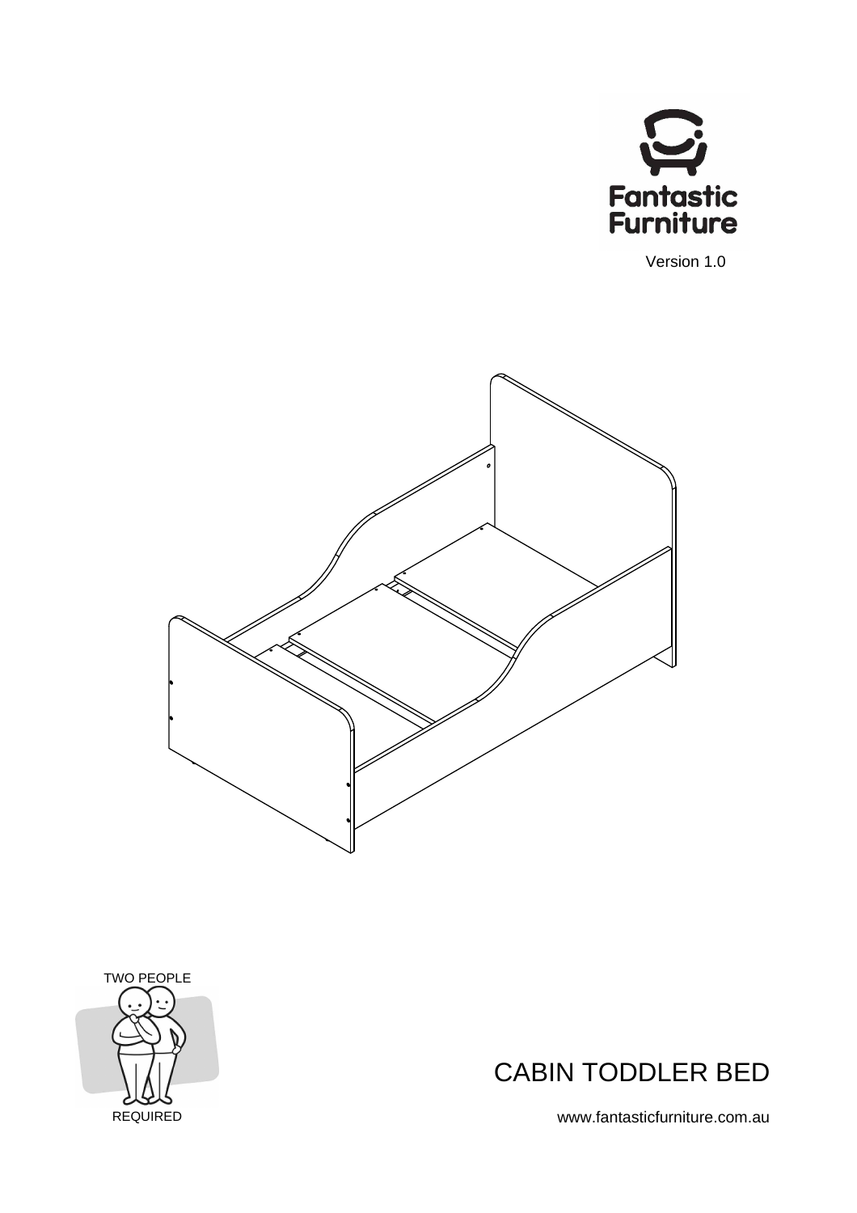Fantastic Furniture

Version 1.0

TWO PEOPLE REQUIRED

# CABIN TODDLER BED

www.fantasticfurniture.com.au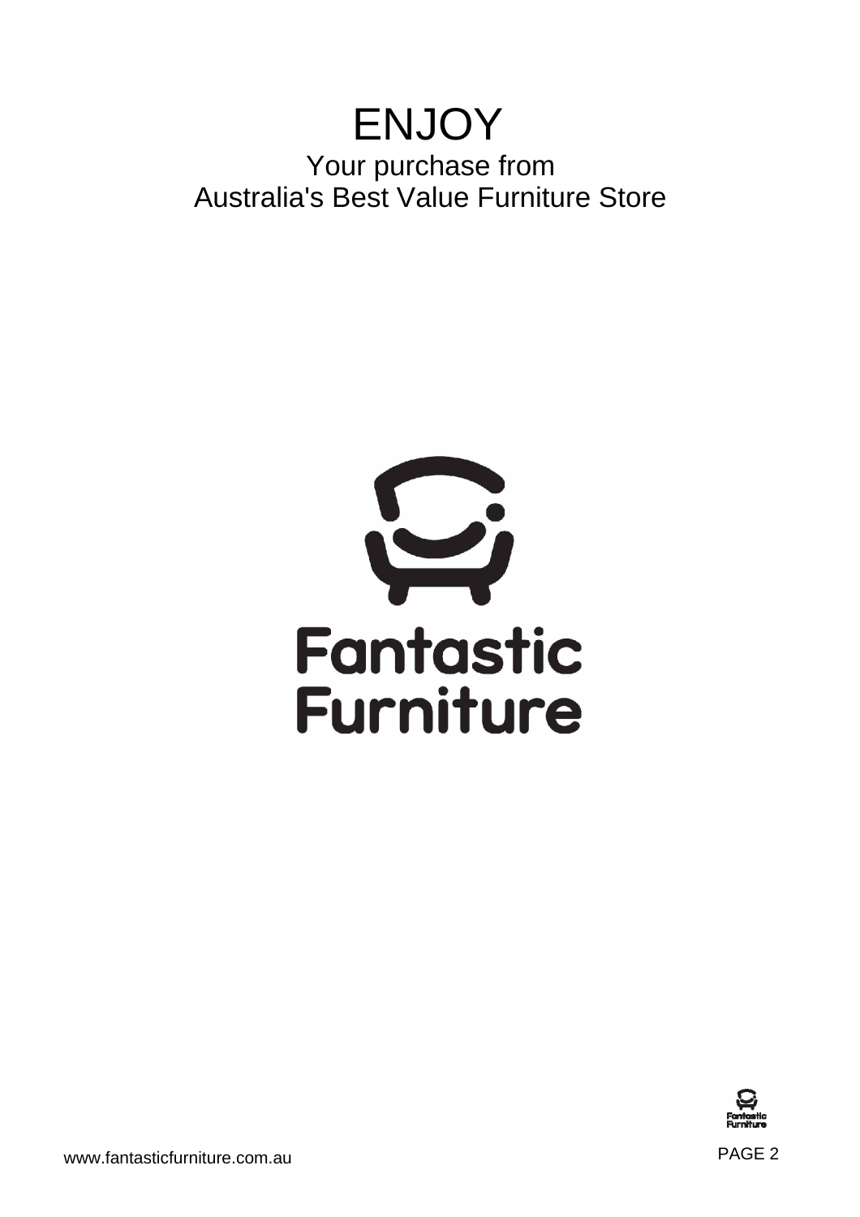# ENJOY

Your purchase from
Australia's Best Value Furniture Store

Fantastic
Furniture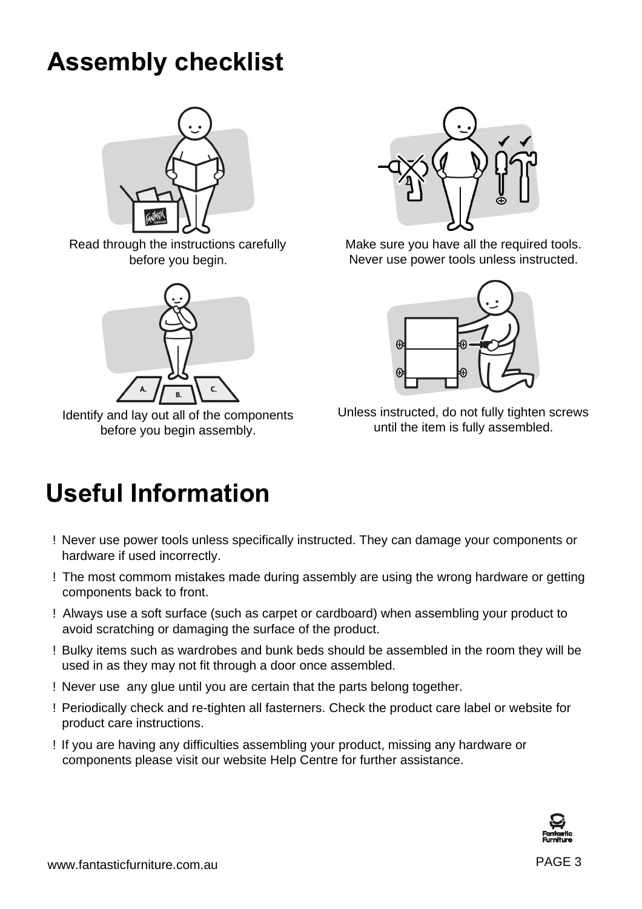# Assembly checklist

Read through the instructions carefully before you begin.

Make sure you have all the required tools. Never use power tools unless instructed.

Identify and lay out all of the components before you begin assembly.

Unless instructed, do not fully tighten screws until the item is fully assembled.

# Useful Information

! Never use power tools unless specifically instructed. They can damage your components or hardware if used incorrectly.

! The most commom mistakes made during assembly are using the wrong hardware or getting components back to front.

! Always use a soft surface (such as carpet or cardboard) when assembling your product to avoid scratching or damaging the surface of the product.

! Bulky items such as wardrobes and bunk beds should be assembled in the room they will be used in as they may not fit through a door once assembled.

! Never use any glue until you are certain that the parts belong together.

! Periodically check and re-tighten all fasterners. Check the product care label or website for product care instructions.

! If you are having any difficulties assembling your product, missing any hardware or components please visit our website Help Centre for further assistance.

www.fantasticfurniture.com.au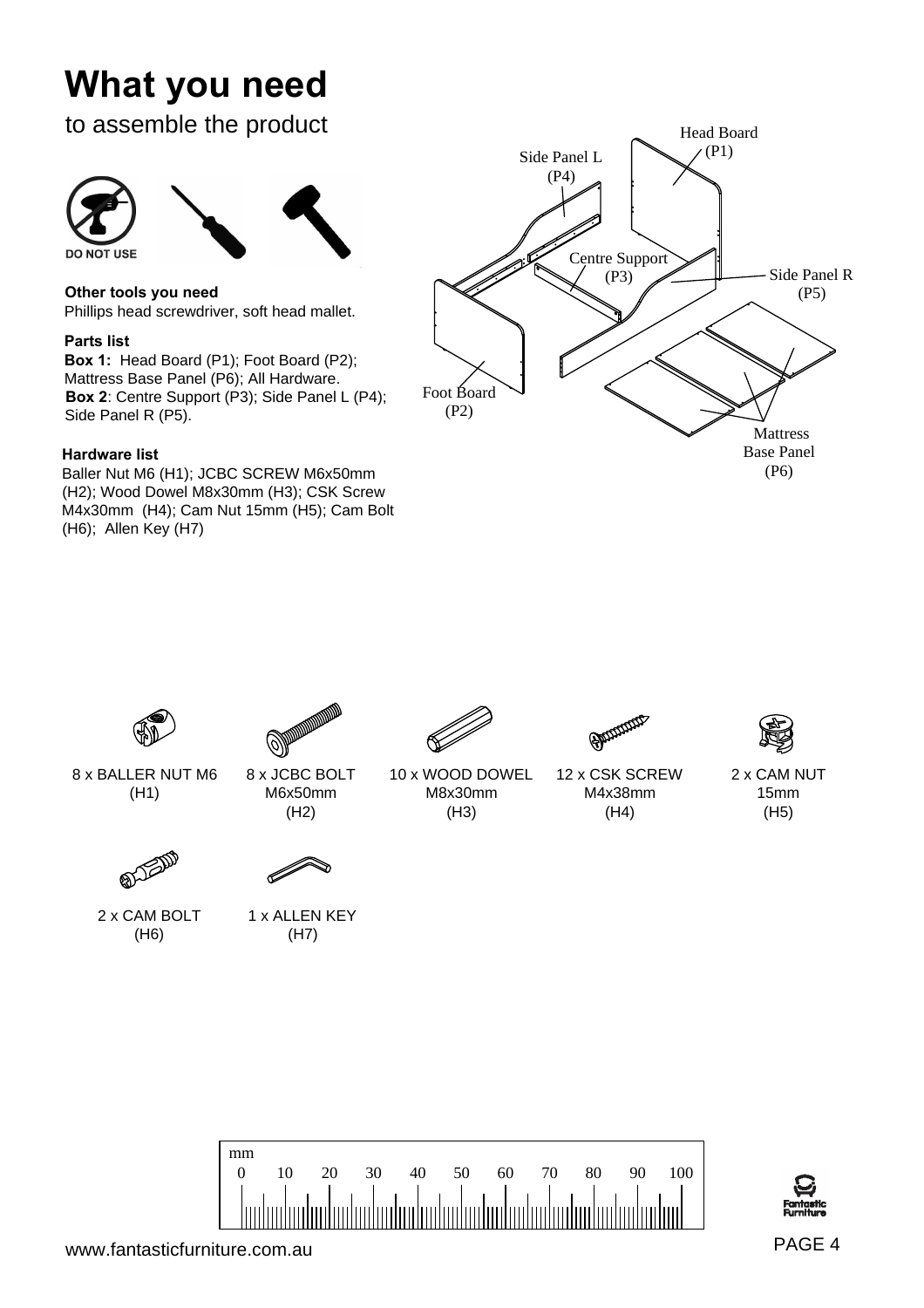# What you need

to assemble the product

DO NOT USE

**Other tools you need**
Phillips head screwdriver, soft head mallet.

**Parts list**
**Box 1:** Head Board (P1); Foot Board (P2); Mattress Base Panel (P6); All Hardware.
**Box 2**: Centre Support (P3); Side Panel L (P4); Side Panel R (P5).

**Hardware list**
Baller Nut M6 (H1); JCBC SCREW M6x50mm (H2); Wood Dowel M8x30mm (H3); CSK Screw M4x30mm (H4); Cam Nut 15mm (H5); Cam Bolt (H6); Allen Key (H7)

Head Board (P1)
Side Panel L (P4)
Centre Support (P3)
Side Panel R (P5)
Foot Board (P2)
Mattress Base Panel (P6)

8 x BALLER NUT M6 (H1)
8 x JCBC BOLT M6x50mm (H2)
10 x WOOD DOWEL M8x30mm (H3)
12 x CSK SCREW M4x38mm (H4)
2 x CAM NUT 15mm (H5)
2 x CAM BOLT (H6)
1 x ALLEN KEY (H7)

mm
0 10 20 30 40 50 60 70 80 90 100

www.fantasticfurniture.com.au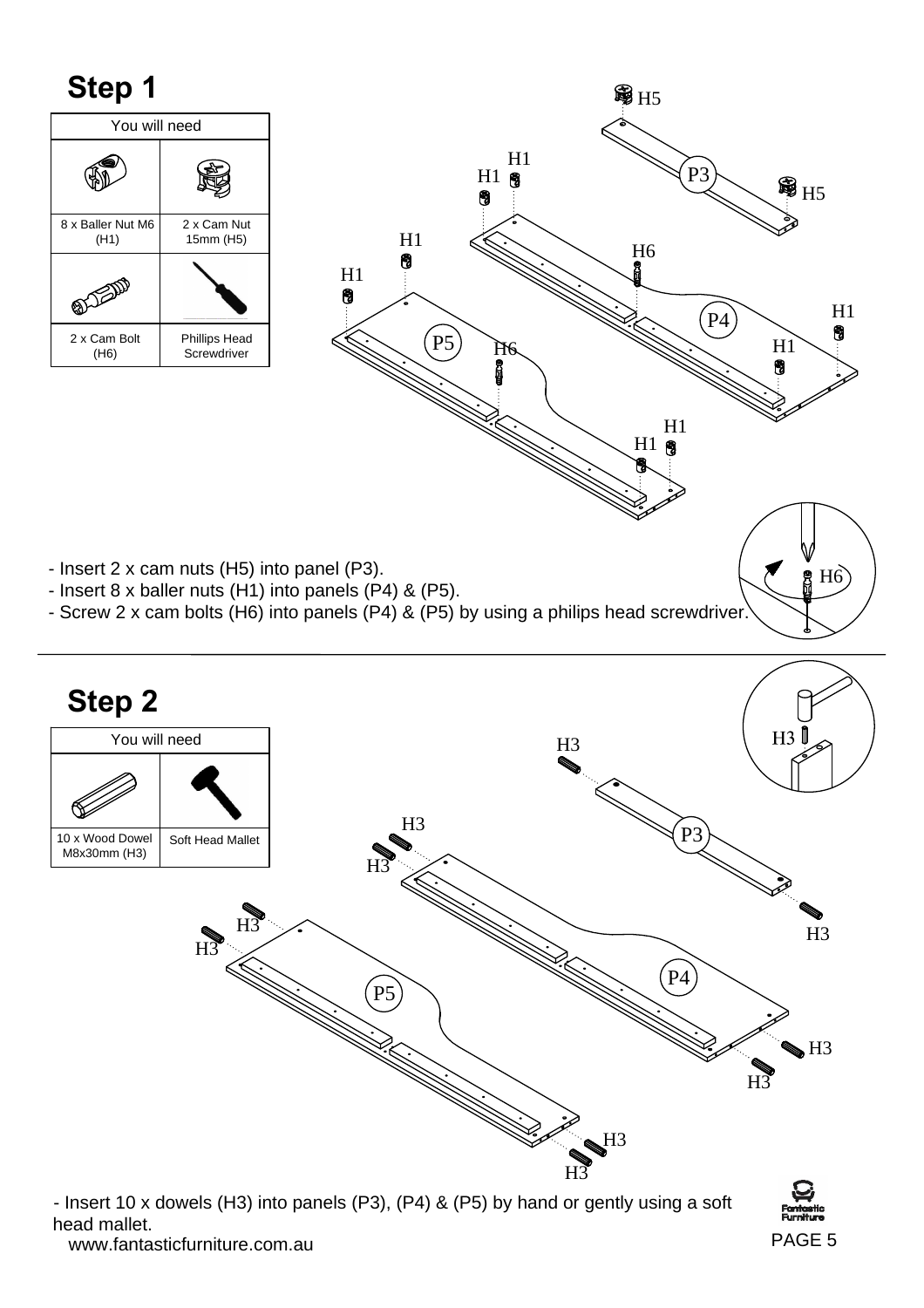## Step 1

| You will need | |
|---|---|
| 8 x Baller Nut M6 (H1) | 2 x Cam Nut 15mm (H5) |
| 2 x Cam Bolt (H6) | Phillips Head Screwdriver |

- Insert 2 x cam nuts (H5) into panel (P3).
- Insert 8 x baller nuts (H1) into panels (P4) & (P5).
- Screw 2 x cam bolts (H6) into panels (P4) & (P5) by using a philips head screwdriver.

## Step 2

| You will need | |
|---|---|
| 10 x Wood Dowel M8x30mm (H3) | Soft Head Mallet |

- Insert 10 x dowels (H3) into panels (P3), (P4) & (P5) by hand or gently using a soft head mallet.

www.fantasticfurniture.com.au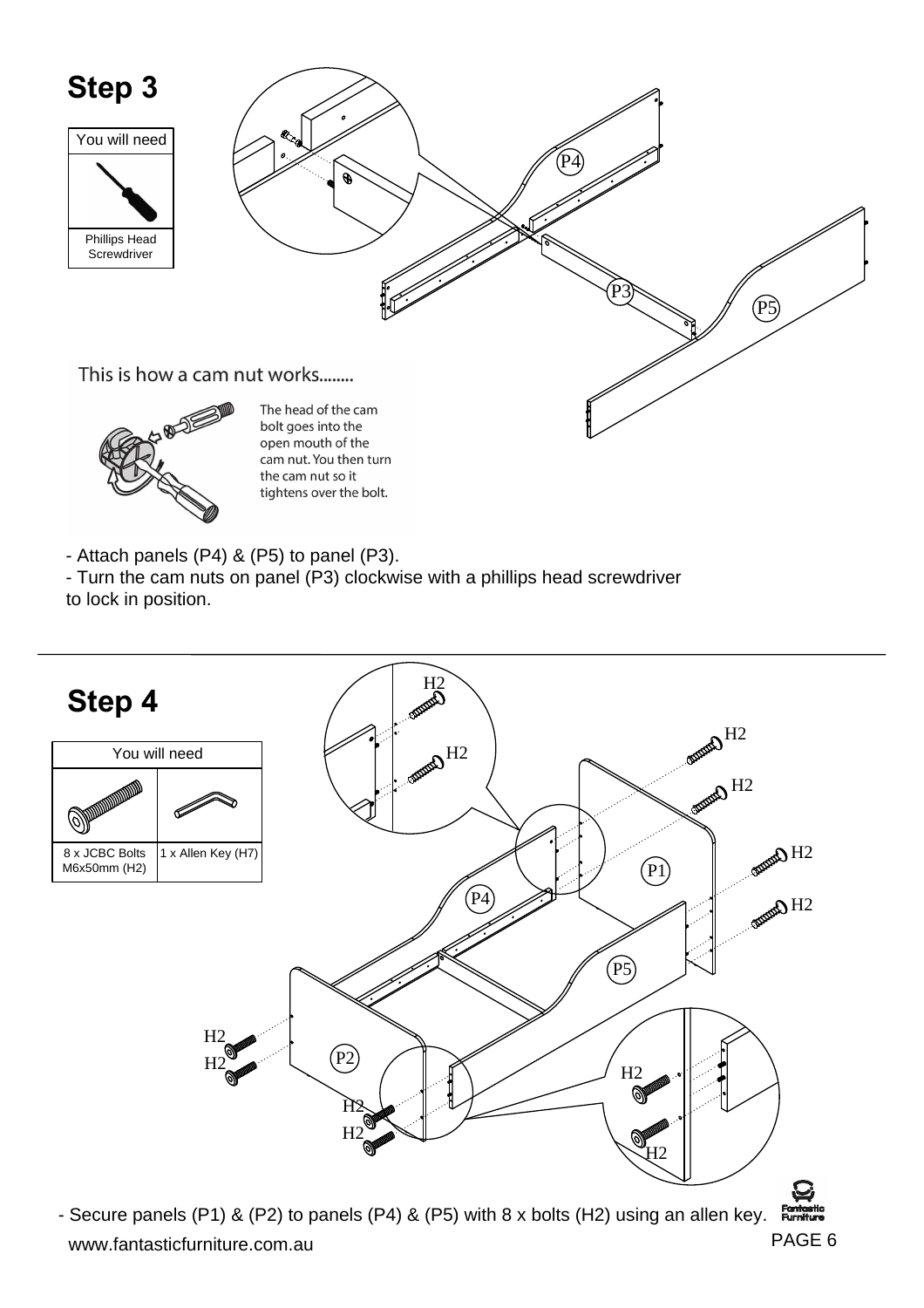## Step 3

| You will need |
| --- |
| Phillips Head Screwdriver |

This is how a cam nut works........

The head of the cam bolt goes into the open mouth of the cam nut. You then turn the cam nut so it tightens over the bolt.

- Attach panels (P4) & (P5) to panel (P3).
- Turn the cam nuts on panel (P3) clockwise with a phillips head screwdriver to lock in position.

## Step 4

| You will need | |
| --- | --- |
| 8 x JCBC Bolts M6x50mm (H2) | 1 x Allen Key (H7) |

- Secure panels (P1) & (P2) to panels (P4) & (P5) with 8 x bolts (H2) using an allen key.

www.fantasticfurniture.com.au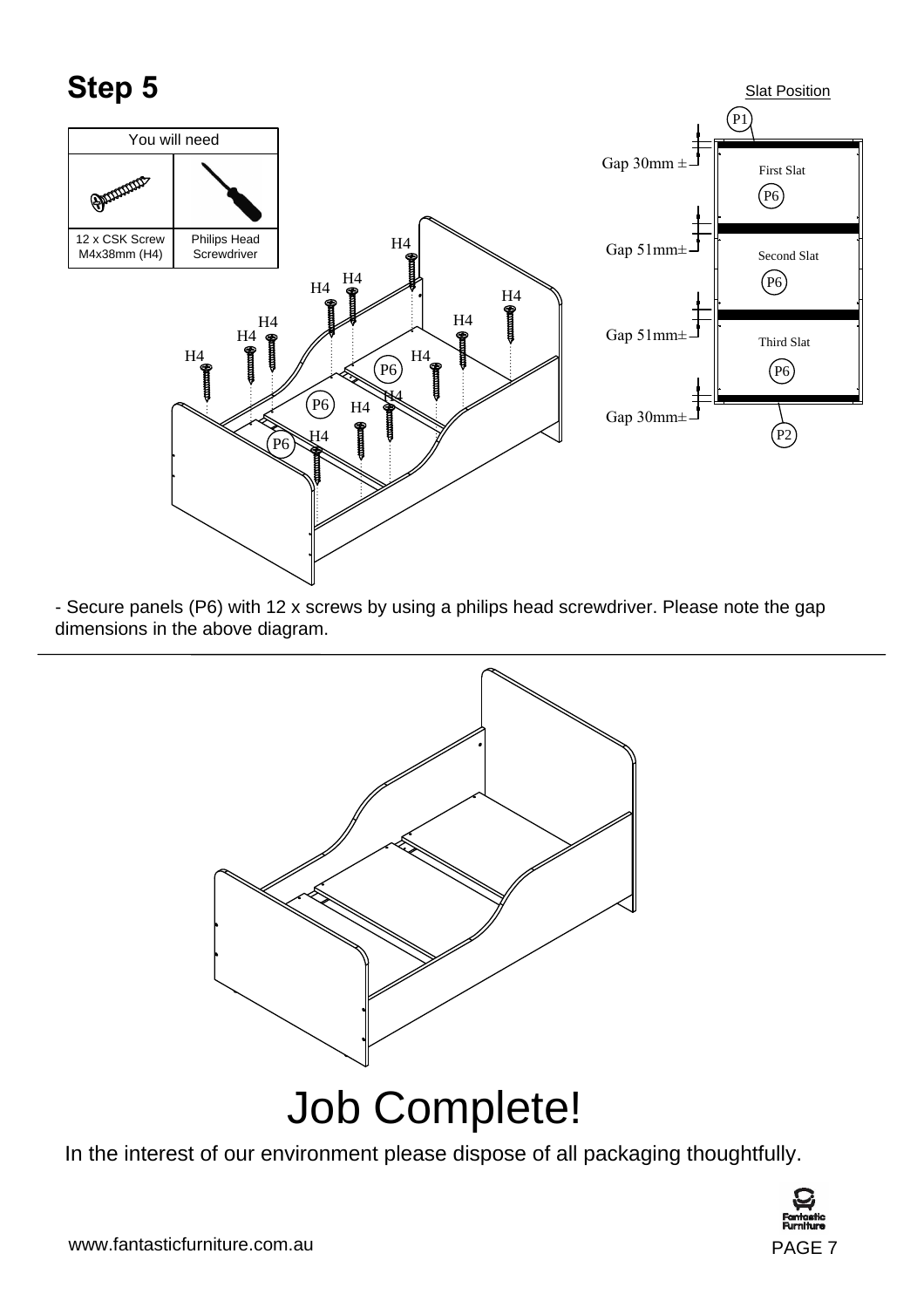# Step 5

| You will need | |
| --- | --- |
| 12 x CSK Screw M4x38mm (H4) | Philips Head Screwdriver |

Slat Position

P1

Gap 30mm ±

First Slat

P6

Gap 51mm±

Second Slat

P6

Gap 51mm±

Third Slat

P6

Gap 30mm±

P2

- Secure panels (P6) with 12 x screws by using a philips head screwdriver. Please note the gap dimensions in the above diagram.

# Job Complete!

In the interest of our environment please dispose of all packaging thoughtfully.

www.fantasticfurniture.com.au